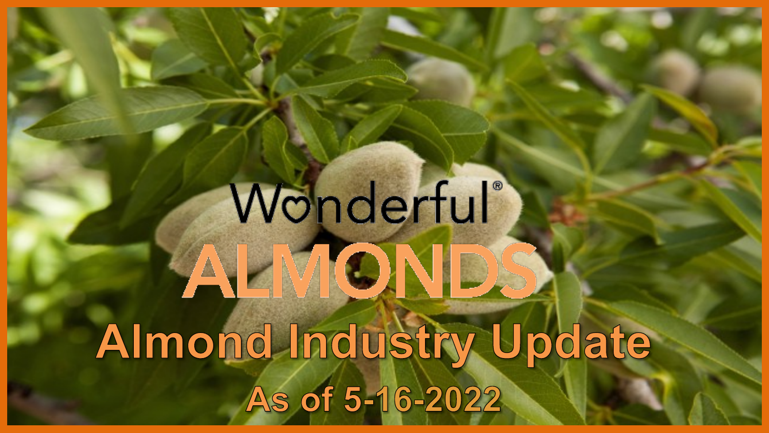# Wonderful® ALMONDS

## Almond Industry Update

### As of 5-16-2022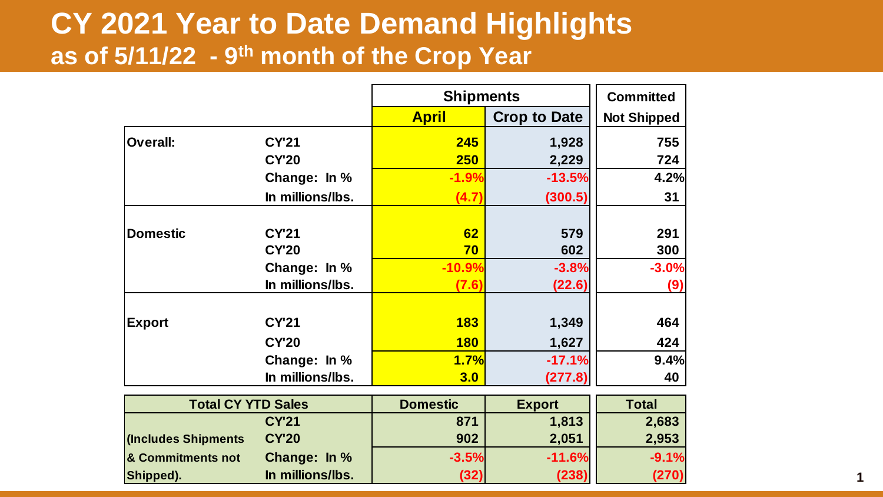# CY 2021 Year to Date Demand Highlights
## as of 5/11/22 - 9th month of the Crop Year

| | | Shipments | | Committed |
|---|---|---|---|---|
| | | April | Crop to Date | Not Shipped |
| Overall: | CY'21 | 245 | 1,928 | 755 |
| | CY'20 | 250 | 2,229 | 724 |
| | Change: In % | -1.9% | -13.5% | 4.2% |
| | In millions/lbs. | (4.7) | (300.5) | 31 |
| Domestic | CY'21 | 62 | 579 | 291 |
| | CY'20 | 70 | 602 | 300 |
| | Change: In % | -10.9% | -3.8% | -3.0% |
| | In millions/lbs. | (7.6) | (22.6) | (9) |
| Export | CY'21 | 183 | 1,349 | 464 |
| | CY'20 | 180 | 1,627 | 424 |
| | Change: In % | 1.7% | -17.1% | 9.4% |
| | In millions/lbs. | 3.0 | (277.8) | 40 |

| Total CY YTD Sales | | Domestic | Export | Total |
|---|---|---|---|---|
| | CY'21 | 871 | 1,813 | 2,683 |
| (Includes Shipments | CY'20 | 902 | 2,051 | 2,953 |
| & Commitments not | Change: In % | -3.5% | -11.6% | -9.1% |
| Shipped). | In millions/lbs. | (32) | (238) | (270) |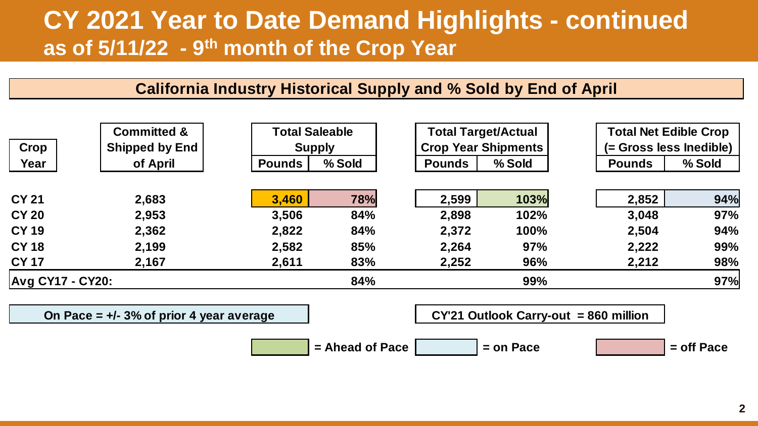# CY 2021 Year to Date Demand Highlights - continued

## as of 5/11/22 - 9th month of the Crop Year

### California Industry Historical Supply and % Sold by End of April

| Crop Year | Committed & Shipped by End of April | Total Saleable Supply | | Total Target/Actual Crop Year Shipments | | Total Net Edible Crop (= Gross less Inedible) | |
|---|---|---|---|---|---|---|---|
| | | Pounds | % Sold | Pounds | % Sold | Pounds | % Sold |
| CY 21 | 2,683 | 3,460 | 78% | 2,599 | 103% | 2,852 | 94% |
| CY 20 | 2,953 | 3,506 | 84% | 2,898 | 102% | 3,048 | 97% |
| CY 19 | 2,362 | 2,822 | 84% | 2,372 | 100% | 2,504 | 94% |
| CY 18 | 2,199 | 2,582 | 85% | 2,264 | 97% | 2,222 | 99% |
| CY 17 | 2,167 | 2,611 | 83% | 2,252 | 96% | 2,212 | 98% |
| Avg CY17 - CY20: | | | 84% | | 99% | | 97% |

On Pace = +/- 3% of prior 4 year average

CY'21 Outlook Carry-out = 860 million

= Ahead of Pace | = on Pace | = off Pace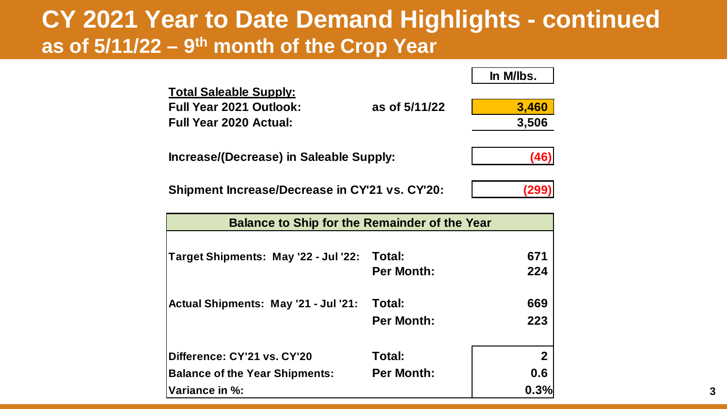# CY 2021 Year to Date Demand Highlights - continued

## as of 5/11/22 – 9th month of the Crop Year

| | | In M/lbs. |
|---|---|---|
| **Total Saleable Supply:** | | |
| **Full Year 2021 Outlook:** | **as of 5/11/22** | **3,460** |
| **Full Year 2020 Actual:** | | **3,506** |
| **Increase/(Decrease) in Saleable Supply:** | | **(46)** |
| **Shipment Increase/Decrease in CY'21 vs. CY'20:** | | **(299)** |

| Balance to Ship for the Remainder of the Year | | |
|---|---|---|
| **Target Shipments: May '22 - Jul '22:** | **Total:** | **671** |
| | **Per Month:** | **224** |
| **Actual Shipments: May '21 - Jul '21:** | **Total:** | **669** |
| | **Per Month:** | **223** |
| **Difference: CY'21 vs. CY'20** | **Total:** | **2** |
| **Balance of the Year Shipments:** | **Per Month:** | **0.6** |
| **Variance in %:** | | **0.3%** |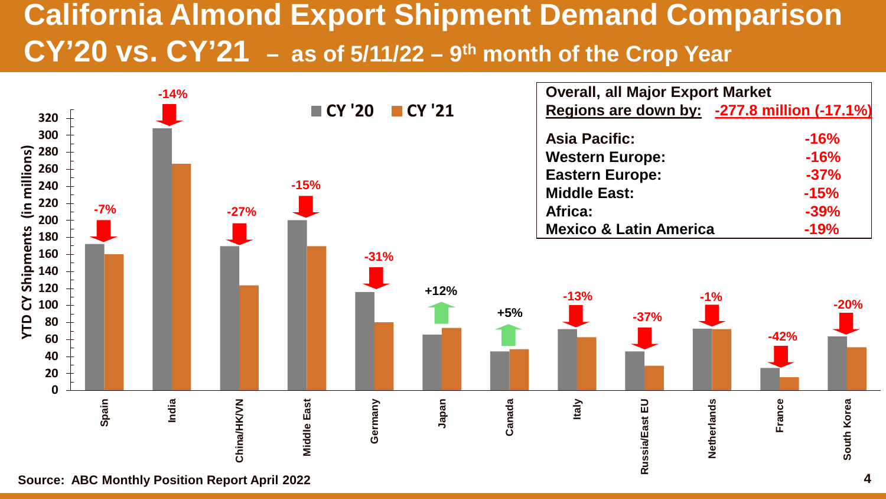# California Almond Export Shipment Demand Comparison CY'20 vs. CY'21 – as of 5/11/22 – 9th month of the Crop Year

YTD CY Shipments (in millions) — CY '20 vs. CY '21

| Market | Change |
|---|---|
| Spain | -7% |
| India | -14% |
| China/HK/VN | -27% |
| Middle East | -15% |
| Germany | -31% |
| Japan | +12% |
| Canada | +5% |
| Italy | -13% |
| Russia/East EU | -37% |
| Netherlands | -1% |
| France | -42% |
| South Korea | -20% |

**Overall, all Major Export Market Regions are down by: -277.8 million (-17.1%)**

| Region | Change |
|---|---|
| Asia Pacific: | -16% |
| Western Europe: | -16% |
| Eastern Europe: | -37% |
| Middle East: | -15% |
| Africa: | -39% |
| Mexico & Latin America | -19% |

Source: ABC Monthly Position Report April 2022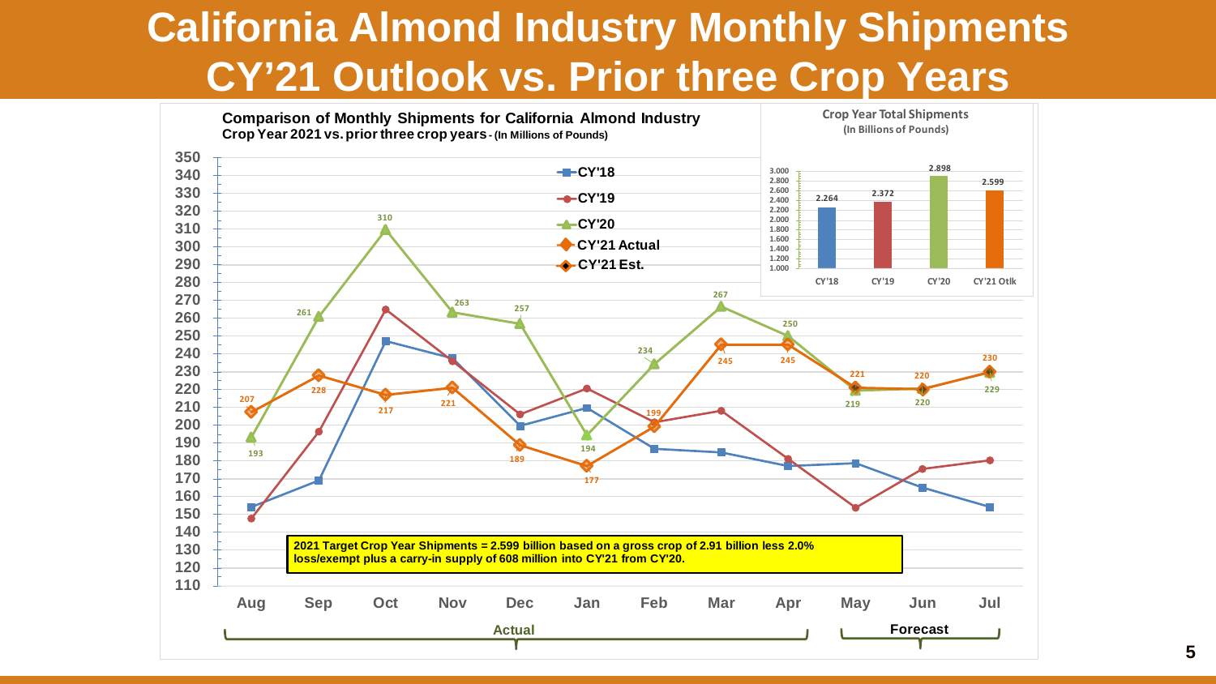# California Almond Industry Monthly Shipments CY'21 Outlook vs. Prior three Crop Years

**Comparison of Monthly Shipments for California Almond Industry**
**Crop Year 2021 vs. prior three crop years - (In Millions of Pounds)**

| Month | CY'18 | CY'19 | CY'20 | CY'21 Actual / Est. |
|---|---|---|---|---|
| Aug | | | 193 | 207 |
| Sep | | | 261 | 228 |
| Oct | | | 310 | 217 |
| Nov | | | 263 | 221 |
| Dec | | | 257 | 189 |
| Jan | | | 194 | 177 |
| Feb | | | 234 | 199 |
| Mar | | | 267 | 245 |
| Apr | | | 250 | 245 |
| May | | | 219 | 221 |
| Jun | | | 220 | 220 |
| Jul | | | 229 | 230 |

Aug – Apr: Actual; May – Jul: Forecast

**2021 Target Crop Year Shipments = 2.599 billion based on a gross crop of 2.91 billion less 2.0% loss/exempt plus a carry-in supply of 608 million into CY'21 from CY'20.**

**Crop Year Total Shipments (In Billions of Pounds)**

| CY'18 | CY'19 | CY'20 | CY'21 Otlk |
|---|---|---|---|
| 2.264 | 2.372 | 2.898 | 2.599 |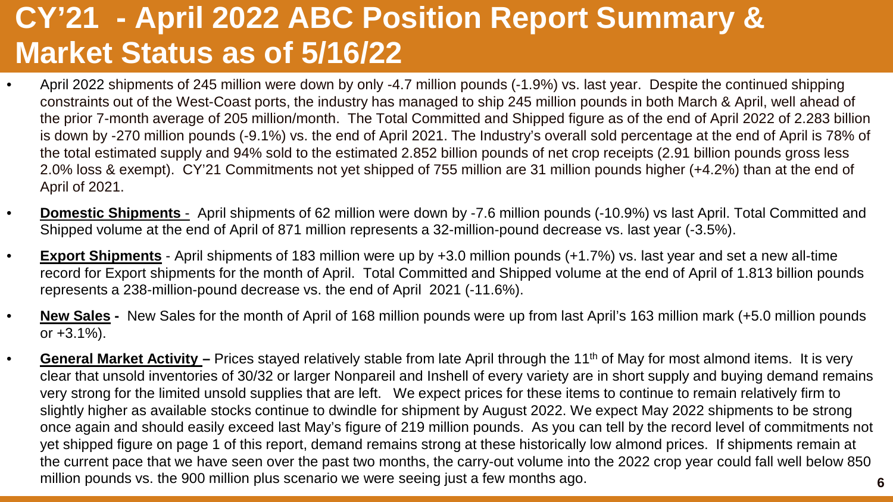# CY'21 - April 2022 ABC Position Report Summary & Market Status as of 5/16/22

- April 2022 shipments of 245 million were down by only -4.7 million pounds (-1.9%) vs. last year. Despite the continued shipping constraints out of the West-Coast ports, the industry has managed to ship 245 million pounds in both March & April, well ahead of the prior 7-month average of 205 million/month. The Total Committed and Shipped figure as of the end of April 2022 of 2.283 billion is down by -270 million pounds (-9.1%) vs. the end of April 2021. The Industry's overall sold percentage at the end of April is 78% of the total estimated supply and 94% sold to the estimated 2.852 billion pounds of net crop receipts (2.91 billion pounds gross less 2.0% loss & exempt). CY'21 Commitments not yet shipped of 755 million are 31 million pounds higher (+4.2%) than at the end of April of 2021.
- **Domestic Shipments** - April shipments of 62 million were down by -7.6 million pounds (-10.9%) vs last April. Total Committed and Shipped volume at the end of April of 871 million represents a 32-million-pound decrease vs. last year (-3.5%).
- **Export Shipments** - April shipments of 183 million were up by +3.0 million pounds (+1.7%) vs. last year and set a new all-time record for Export shipments for the month of April. Total Committed and Shipped volume at the end of April of 1.813 billion pounds represents a 238-million-pound decrease vs. the end of April 2021 (-11.6%).
- **New Sales** - New Sales for the month of April of 168 million pounds were up from last April's 163 million mark (+5.0 million pounds or +3.1%).
- **General Market Activity** – Prices stayed relatively stable from late April through the 11th of May for most almond items. It is very clear that unsold inventories of 30/32 or larger Nonpareil and Inshell of every variety are in short supply and buying demand remains very strong for the limited unsold supplies that are left. We expect prices for these items to continue to remain relatively firm to slightly higher as available stocks continue to dwindle for shipment by August 2022. We expect May 2022 shipments to be strong once again and should easily exceed last May's figure of 219 million pounds. As you can tell by the record level of commitments not yet shipped figure on page 1 of this report, demand remains strong at these historically low almond prices. If shipments remain at the current pace that we have seen over the past two months, the carry-out volume into the 2022 crop year could fall well below 850 million pounds vs. the 900 million plus scenario we were seeing just a few months ago.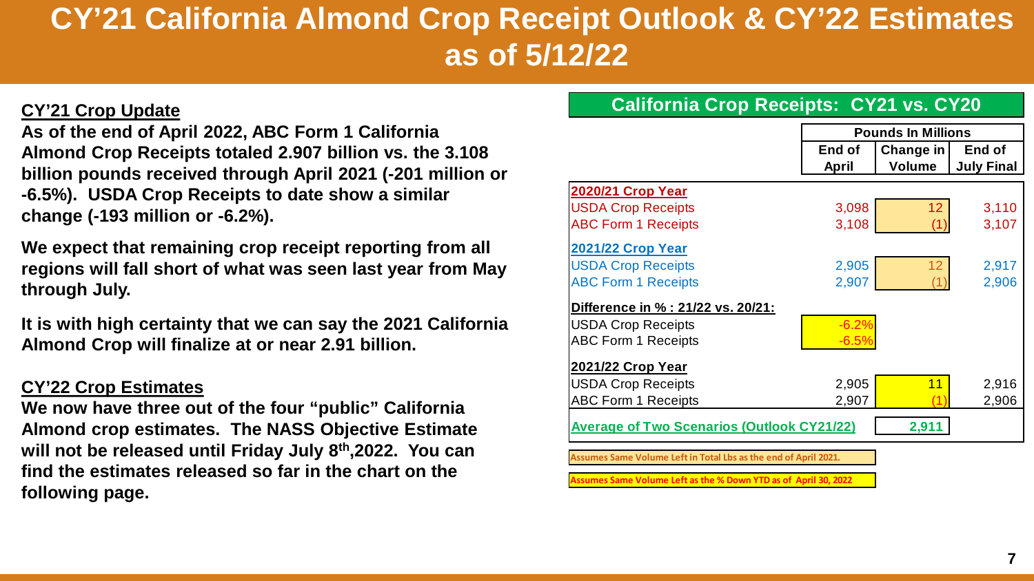# CY'21 California Almond Crop Receipt Outlook & CY'22 Estimates as of 5/12/22

**CY'21 Crop Update**

**As of the end of April 2022, ABC Form 1 California Almond Crop Receipts totaled 2.907 billion vs. the 3.108 billion pounds received through April 2021 (-201 million or -6.5%). USDA Crop Receipts to date show a similar change (-193 million or -6.2%).**

**We expect that remaining crop receipt reporting from all regions will fall short of what was seen last year from May through July.**

**It is with high certainty that we can say the 2021 California Almond Crop will finalize at or near 2.91 billion.**

**CY'22 Crop Estimates**

**We now have three out of the four "public" California Almond crop estimates. The NASS Objective Estimate will not be released until Friday July 8th,2022. You can find the estimates released so far in the chart on the following page.**

## California Crop Receipts: CY21 vs. CY20

| | Pounds In Millions | | |
|---|---|---|---|
| | End of April | Change in Volume | End of July Final |
| **2020/21 Crop Year** | | | |
| USDA Crop Receipts | 3,098 | 12 | 3,110 |
| ABC Form 1 Receipts | 3,108 | (1) | 3,107 |
| **2021/22 Crop Year** | | | |
| USDA Crop Receipts | 2,905 | 12 | 2,917 |
| ABC Form 1 Receipts | 2,907 | (1) | 2,906 |
| **Difference in % : 21/22 vs. 20/21:** | | | |
| USDA Crop Receipts | -6.2% | | |
| ABC Form 1 Receipts | -6.5% | | |
| **2021/22 Crop Year** | | | |
| USDA Crop Receipts | 2,905 | 11 | 2,916 |
| ABC Form 1 Receipts | 2,907 | (1) | 2,906 |
| **Average of Two Scenarios (Outlook CY21/22)** | | 2,911 | |

Assumes Same Volume Left in Total Lbs as the end of April 2021.

Assumes Same Volume Left as the % Down YTD as of April 30, 2022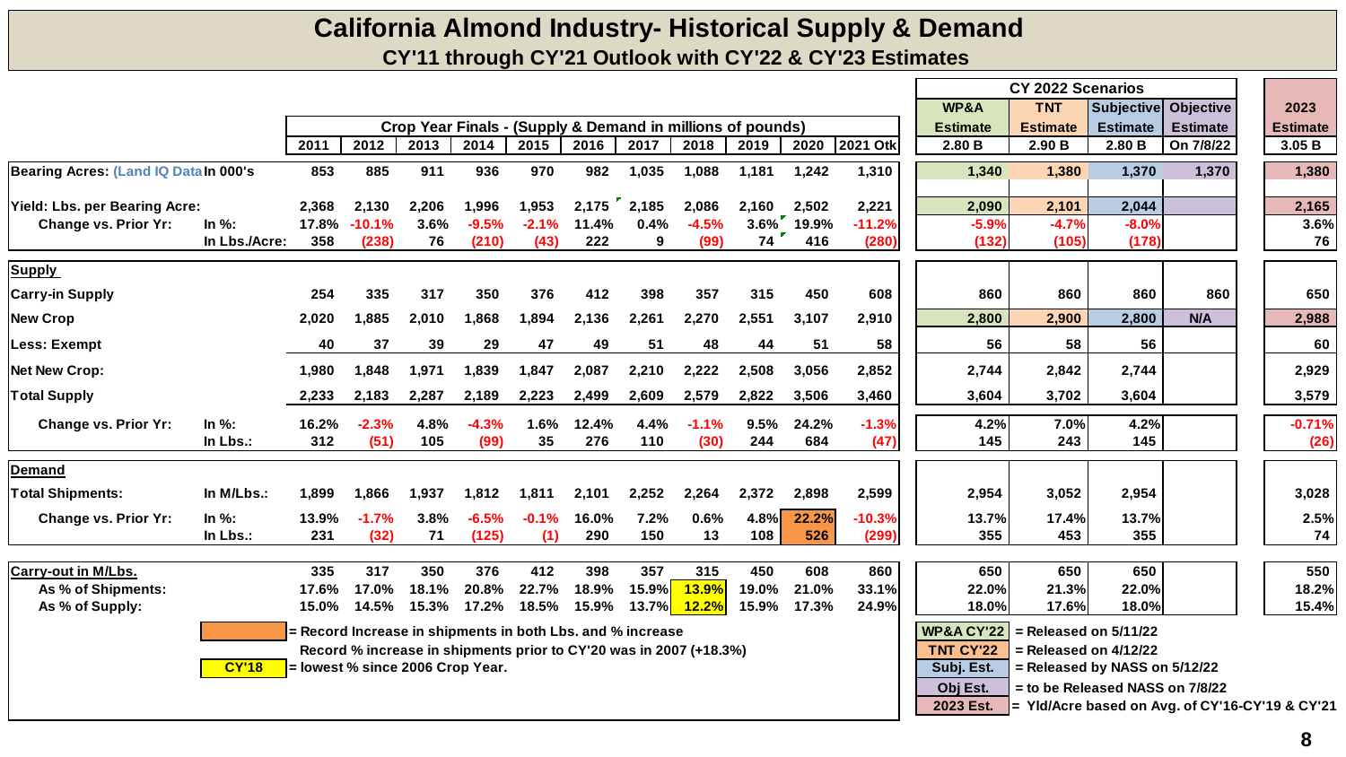# California Almond Industry- Historical Supply & Demand

## CY'11 through CY'21 Outlook with CY'22 & CY'23 Estimates

| | | 2011 | 2012 | 2013 | 2014 | 2015 | 2016 | 2017 | 2018 | 2019 | 2020 | 2021 Otk | WP&A Estimate 2.80 B | TNT Estimate 2.90 B | Subjective Estimate 2.80 B | Objective Estimate On 7/8/22 | 2023 Estimate 3.05 B |
|---|---|---|---|---|---|---|---|---|---|---|---|---|---|---|---|---|---|
| | | Crop Year Finals - (Supply & Demand in millions of pounds) | | | | | | | | | | | CY 2022 Scenarios | | | | |
| **Bearing Acres: (Land IQ Data** | **In 000's** | 853 | 885 | 911 | 936 | 970 | 982 | 1,035 | 1,088 | 1,181 | 1,242 | 1,310 | 1,340 | 1,380 | 1,370 | 1,370 | 1,380 |
| **Yield: Lbs. per Bearing Acre:** | | 2,368 | 2,130 | 2,206 | 1,996 | 1,953 | 2,175 | 2,185 | 2,086 | 2,160 | 2,502 | 2,221 | 2,090 | 2,101 | 2,044 | | 2,165 |
| **Change vs. Prior Yr:** | In %: | 17.8% | -10.1% | 3.6% | -9.5% | -2.1% | 11.4% | 0.4% | -4.5% | 3.6% | 19.9% | -11.2% | -5.9% | -4.7% | -8.0% | | 3.6% |
| | In Lbs./Acre: | 358 | (238) | 76 | (210) | (43) | 222 | 9 | (99) | 74 | 416 | (280) | (132) | (105) | (178) | | 76 |
| **Supply** | | | | | | | | | | | | | | | | | |
| **Carry-in Supply** | | 254 | 335 | 317 | 350 | 376 | 412 | 398 | 357 | 315 | 450 | 608 | 860 | 860 | 860 | 860 | 650 |
| **New Crop** | | 2,020 | 1,885 | 2,010 | 1,868 | 1,894 | 2,136 | 2,261 | 2,270 | 2,551 | 3,107 | 2,910 | 2,800 | 2,900 | 2,800 | N/A | 2,988 |
| **Less: Exempt** | | 40 | 37 | 39 | 29 | 47 | 49 | 51 | 48 | 44 | 51 | 58 | 56 | 58 | 56 | | 60 |
| **Net New Crop:** | | 1,980 | 1,848 | 1,971 | 1,839 | 1,847 | 2,087 | 2,210 | 2,222 | 2,508 | 3,056 | 2,852 | 2,744 | 2,842 | 2,744 | | 2,929 |
| **Total Supply** | | 2,233 | 2,183 | 2,287 | 2,189 | 2,223 | 2,499 | 2,609 | 2,579 | 2,822 | 3,506 | 3,460 | 3,604 | 3,702 | 3,604 | | 3,579 |
| **Change vs. Prior Yr:** | In %: | 16.2% | -2.3% | 4.8% | -4.3% | 1.6% | 12.4% | 4.4% | -1.1% | 9.5% | 24.2% | -1.3% | 4.2% | 7.0% | 4.2% | | -0.71% |
| | In Lbs.: | 312 | (51) | 105 | (99) | 35 | 276 | 110 | (30) | 244 | 684 | (47) | 145 | 243 | 145 | | (26) |
| **Demand** | | | | | | | | | | | | | | | | | |
| **Total Shipments:** | In M/Lbs.: | 1,899 | 1,866 | 1,937 | 1,812 | 1,811 | 2,101 | 2,252 | 2,264 | 2,372 | 2,898 | 2,599 | 2,954 | 3,052 | 2,954 | | 3,028 |
| **Change vs. Prior Yr:** | In %: | 13.9% | -1.7% | 3.8% | -6.5% | -0.1% | 16.0% | 7.2% | 0.6% | 4.8% | 22.2% | -10.3% | 13.7% | 17.4% | 13.7% | | 2.5% |
| | In Lbs.: | 231 | (32) | 71 | (125) | (1) | 290 | 150 | 13 | 108 | 526 | (299) | 355 | 453 | 355 | | 74 |
| **Carry-out in M/Lbs.** | | 335 | 317 | 350 | 376 | 412 | 398 | 357 | 315 | 450 | 608 | 860 | 650 | 650 | 650 | | 550 |
| **As % of Shipments:** | | 17.6% | 17.0% | 18.1% | 20.8% | 22.7% | 18.9% | 15.9% | 13.9% | 19.0% | 21.0% | 33.1% | 22.0% | 21.3% | 22.0% | | 18.2% |
| **As % of Supply:** | | 15.0% | 14.5% | 15.3% | 17.2% | 18.5% | 15.9% | 15.9% | 13.7% | 12.2% | 17.3% | 24.9% | 18.0% | 17.6% | 18.0% | | 15.4% |

(Orange) = Record Increase in shipments in both Lbs. and % increase
Record % increase in shipments prior to CY'20 was in 2007 (+18.3%)

CY'18 = lowest % since 2006 Crop Year.

WP&A CY'22 = Released on 5/11/22
TNT CY'22 = Released on 4/12/22
Subj. Est. = Released by NASS on 5/12/22
Obj Est. = to be Released NASS on 7/8/22
2023 Est. = Yld/Acre based on Avg. of CY'16-CY'19 & CY'21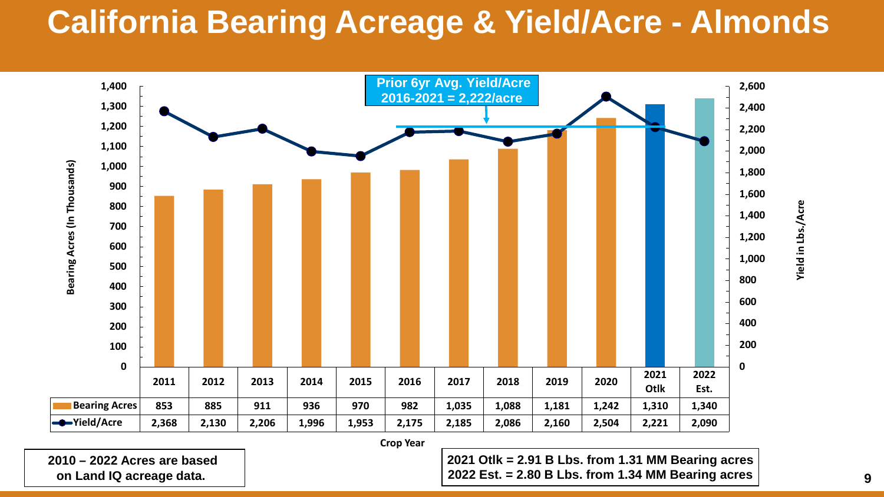# California Bearing Acreage & Yield/Acre - Almonds

**Prior 6yr Avg. Yield/Acre 2016-2021 = 2,222/acre**

| Crop Year | 2011 | 2012 | 2013 | 2014 | 2015 | 2016 | 2017 | 2018 | 2019 | 2020 | 2021 Otlk | 2022 Est. |
|---|---|---|---|---|---|---|---|---|---|---|---|---|
| Bearing Acres (In Thousands) | 853 | 885 | 911 | 936 | 970 | 982 | 1,035 | 1,088 | 1,181 | 1,242 | 1,310 | 1,340 |
| Yield/Acre (Yield in Lbs./Acre) | 2,368 | 2,130 | 2,206 | 1,996 | 1,953 | 2,175 | 2,185 | 2,086 | 2,160 | 2,504 | 2,221 | 2,090 |

**2010 – 2022 Acres are based on Land IQ acreage data.**

**2021 Otlk = 2.91 B Lbs. from 1.31 MM Bearing acres**
**2022 Est. = 2.80 B Lbs. from 1.34 MM Bearing acres**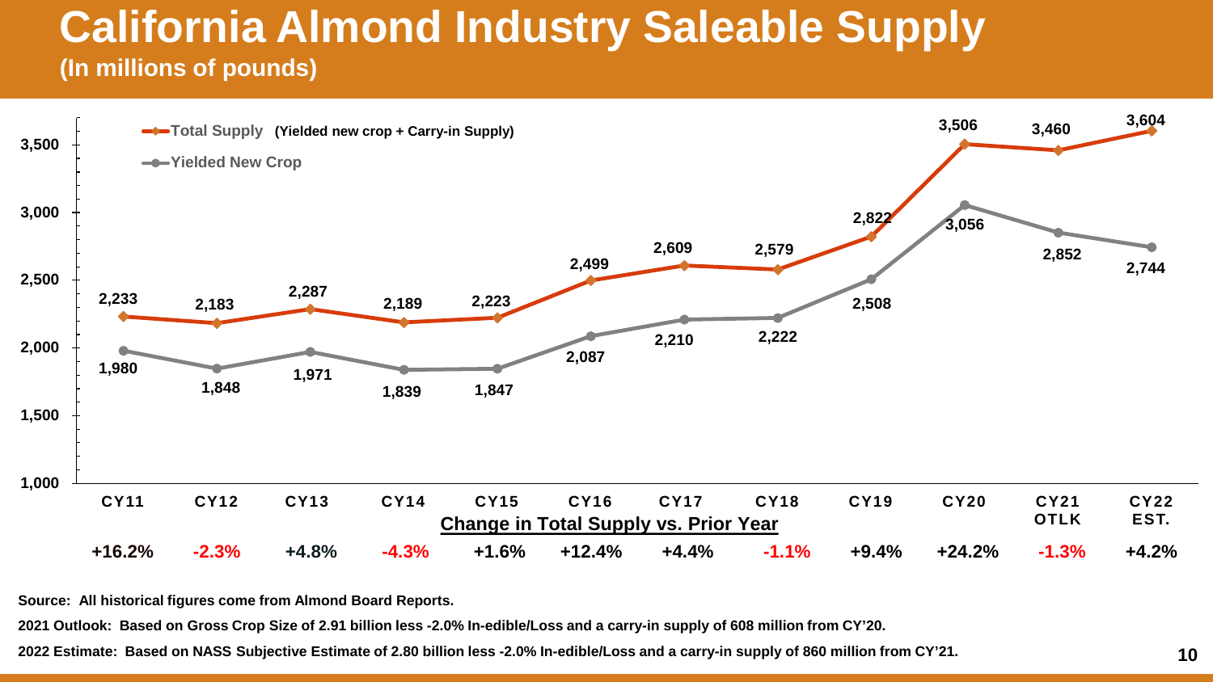# California Almond Industry Saleable Supply

**(In millions of pounds)**

| | CY11 | CY12 | CY13 | CY14 | CY15 | CY16 | CY17 | CY18 | CY19 | CY20 | CY21 OTLK | CY22 EST. |
|---|---|---|---|---|---|---|---|---|---|---|---|---|
| Total Supply (Yielded new crop + Carry-in Supply) | 2,233 | 2,183 | 2,287 | 2,189 | 2,223 | 2,499 | 2,609 | 2,579 | 2,822 | 3,506 | 3,460 | 3,604 |
| Yielded New Crop | 1,980 | 1,848 | 1,971 | 1,839 | 1,847 | 2,087 | 2,210 | 2,222 | 2,508 | 3,056 | 2,852 | 2,744 |
| Change in Total Supply vs. Prior Year | +16.2% | -2.3% | +4.8% | -4.3% | +1.6% | +12.4% | +4.4% | -1.1% | +9.4% | +24.2% | -1.3% | +4.2% |

**Source: All historical figures come from Almond Board Reports.**

**2021 Outlook: Based on Gross Crop Size of 2.91 billion less -2.0% In-edible/Loss and a carry-in supply of 608 million from CY'20.**

**2022 Estimate: Based on NASS Subjective Estimate of 2.80 billion less -2.0% In-edible/Loss and a carry-in supply of 860 million from CY'21.**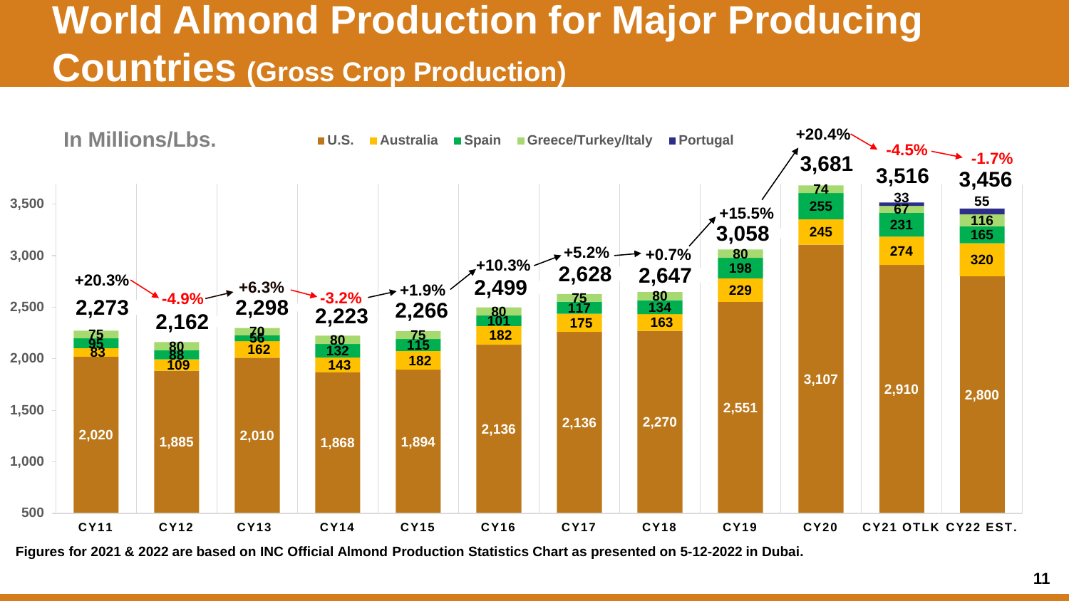# World Almond Production for Major Producing Countries (Gross Crop Production)

In Millions/Lbs.

| Year | U.S. | Australia | Spain | Greece/Turkey/Italy | Portugal | Total | Change |
|---|---|---|---|---|---|---|---|
| CY11 | 2,020 | 83 | 95 | 75 | | 2,273 | +20.3% |
| CY12 | 1,885 | 109 | 88 | 80 | | 2,162 | -4.9% |
| CY13 | 2,010 | 162 | 56 | 70 | | 2,298 | +6.3% |
| CY14 | 1,868 | 143 | 132 | 80 | | 2,223 | -3.2% |
| CY15 | 1,894 | 182 | 115 | 75 | | 2,266 | +1.9% |
| CY16 | 2,136 | 182 | 101 | 80 | | 2,499 | +10.3% |
| CY17 | 2,136 | 175 | 117 | 75 | | 2,628 | +5.2% |
| CY18 | 2,270 | 163 | 134 | 80 | | 2,647 | +0.7% |
| CY19 | 2,551 | 229 | 198 | 80 | | 3,058 | +15.5% |
| CY20 | 3,107 | 245 | 255 | 74 | | 3,681 | +20.4% |
| CY21 OTLK | 2,910 | 274 | 231 | 67 | 33 | 3,516 | -4.5% |
| CY22 EST. | 2,800 | 320 | 165 | 116 | 55 | 3,456 | -1.7% |

**Figures for 2021 & 2022 are based on INC Official Almond Production Statistics Chart as presented on 5-12-2022 in Dubai.**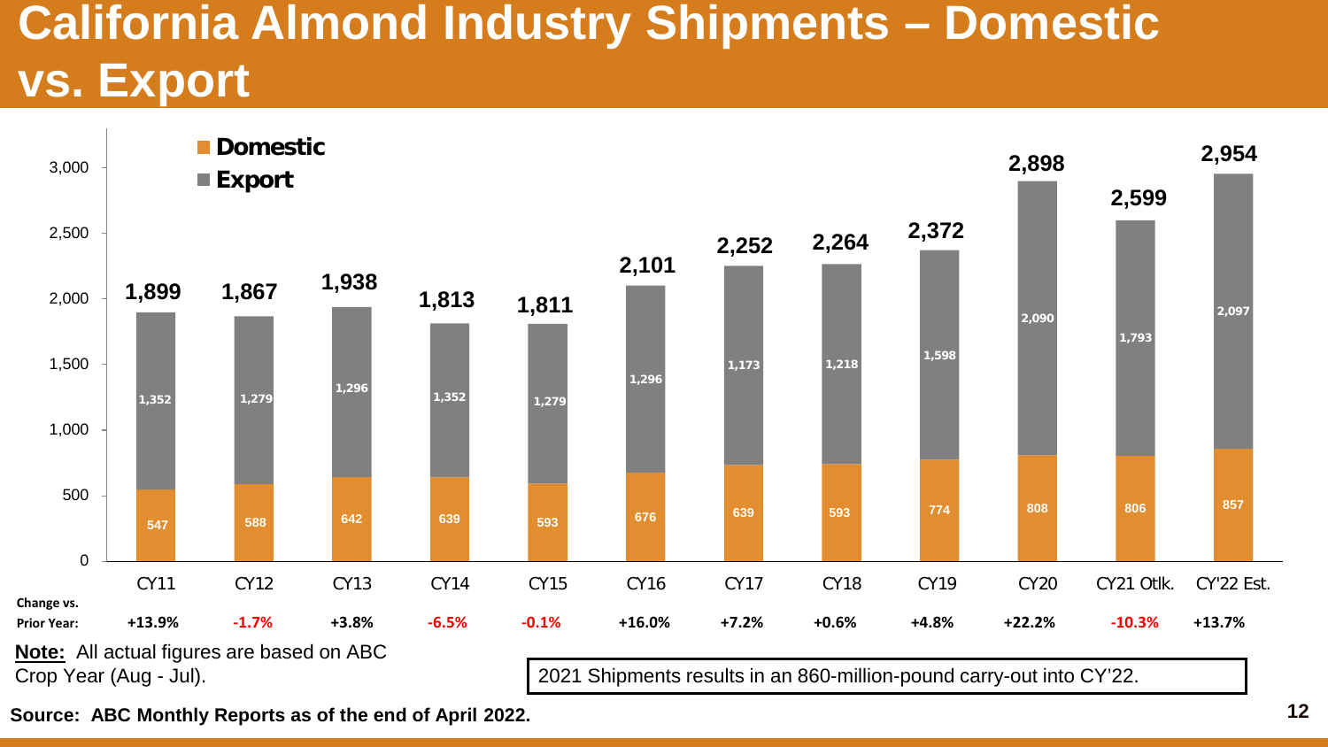# California Almond Industry Shipments – Domestic vs. Export

Domestic
Export

3,000
2,500
2,000
1,500
1,000
500
0

CY11: 1,899 (Export 1,352; Domestic 547)
CY12: 1,867 (Export 1,279; Domestic 588)
CY13: 1,938 (Export 1,296; Domestic 642)
CY14: 1,813 (Export 1,352; Domestic 639)
CY15: 1,811 (Export 1,279; Domestic 593)
CY16: 2,101 (Export 1,296; Domestic 676)
CY17: 2,252 (Export 1,173; Domestic 639)
CY18: 2,264 (Export 1,218; Domestic 593)
CY19: 2,372 (Export 1,598; Domestic 774)
CY20: 2,898 (Export 2,090; Domestic 808)
CY21 Otlk.: 2,599 (Export 1,793; Domestic 806)
CY'22 Est.: 2,954 (Export 2,097; Domestic 857)

Change vs. Prior Year: +13.9% -1.7% +3.8% -6.5% -0.1% +16.0% +7.2% +0.6% +4.8% +22.2% -10.3% +13.7%

**Note:** All actual figures are based on ABC Crop Year (Aug - Jul).

2021 Shipments results in an 860-million-pound carry-out into CY'22.

**Source: ABC Monthly Reports as of the end of April 2022.**